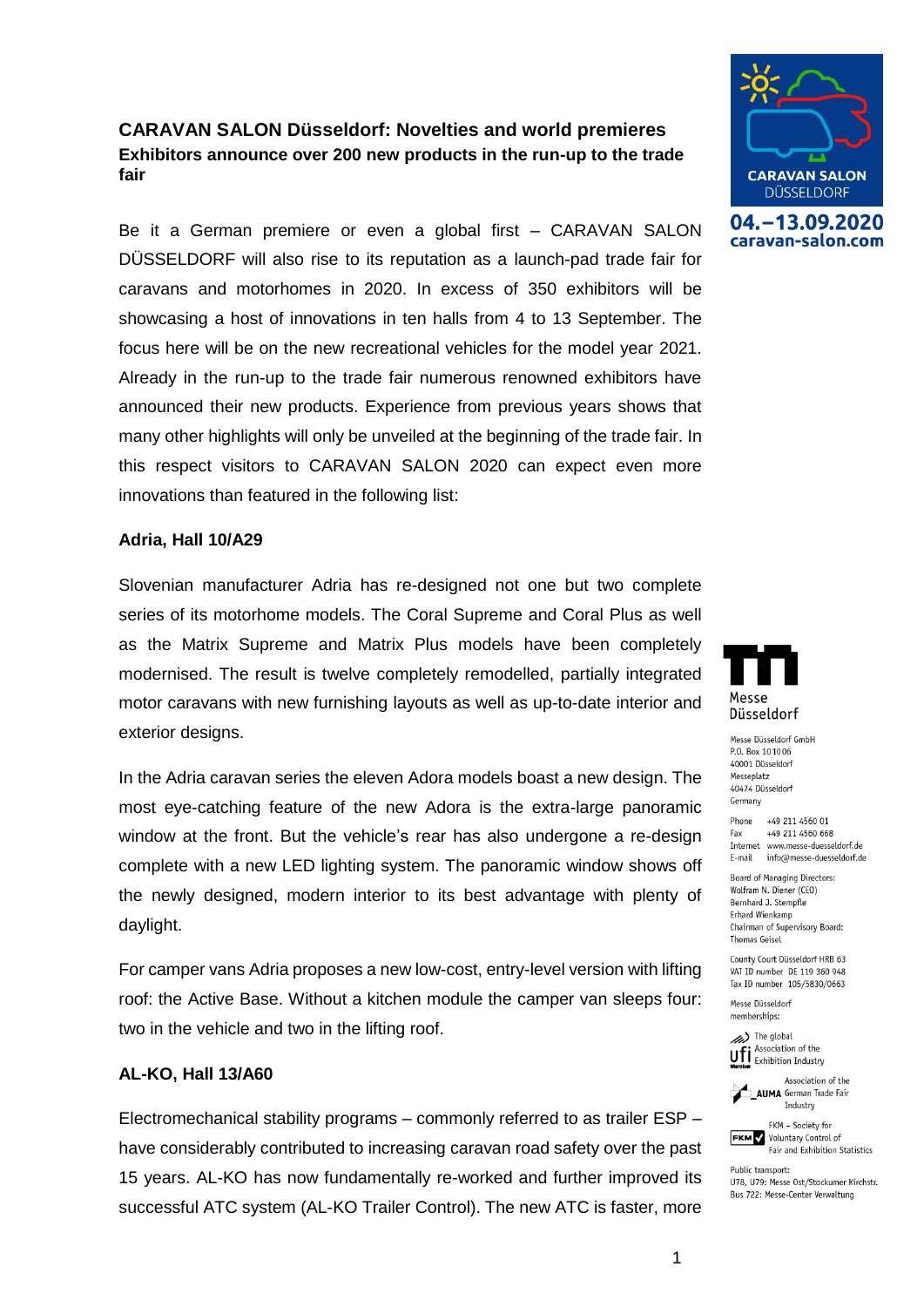# CARAVAN SALON Düsseldorf: Novelties and world premieres

**Exhibitors announce over 200 new products in the run-up to the trade fair**

Be it a German premiere or even a global first – CARAVAN SALON DÜSSELDORF will also rise to its reputation as a launch-pad trade fair for caravans and motorhomes in 2020. In excess of 350 exhibitors will be showcasing a host of innovations in ten halls from 4 to 13 September. The focus here will be on the new recreational vehicles for the model year 2021. Already in the run-up to the trade fair numerous renowned exhibitors have announced their new products. Experience from previous years shows that many other highlights will only be unveiled at the beginning of the trade fair. In this respect visitors to CARAVAN SALON 2020 can expect even more innovations than featured in the following list:

**Adria, Hall 10/A29**

Slovenian manufacturer Adria has re-designed not one but two complete series of its motorhome models. The Coral Supreme and Coral Plus as well as the Matrix Supreme and Matrix Plus models have been completely modernised. The result is twelve completely remodelled, partially integrated motor caravans with new furnishing layouts as well as up-to-date interior and exterior designs.

In the Adria caravan series the eleven Adora models boast a new design. The most eye-catching feature of the new Adora is the extra-large panoramic window at the front. But the vehicle's rear has also undergone a re-design complete with a new LED lighting system. The panoramic window shows off the newly designed, modern interior to its best advantage with plenty of daylight.

For camper vans Adria proposes a new low-cost, entry-level version with lifting roof: the Active Base. Without a kitchen module the camper van sleeps four: two in the vehicle and two in the lifting roof.

**AL-KO, Hall 13/A60**

Electromechanical stability programs – commonly referred to as trailer ESP – have considerably contributed to increasing caravan road safety over the past 15 years. AL-KO has now fundamentally re-worked and further improved its successful ATC system (AL-KO Trailer Control). The new ATC is faster, more

CARAVAN SALON DÜSSELDORF
04.–13.09.2020
caravan-salon.com

Messe Düsseldorf

Messe Düsseldorf GmbH
P.O. Box 10 10 06
40001 Düsseldorf
Messeplatz
40474 Düsseldorf
Germany

Phone +49 211 4560 01
Fax +49 211 4560 668
Internet www.messe-duesseldorf.de
E-mail info@messe-duesseldorf.de

Board of Managing Directors:
Wolfram N. Diener (CEO)
Bernhard J. Stempfle
Erhard Wienkamp
Chairman of Supervisory Board:
Thomas Geisel

County Court Düsseldorf HRB 63
VAT ID number DE 119 360 948
Tax ID number 105/5830/0663

Messe Düsseldorf memberships:

ufi – The global Association of the Exhibition Industry
AUMA – Association of the German Trade Fair Industry
FKM – Society for Voluntary Control of Fair and Exhibition Statistics

Public transport:
U78, U79: Messe Ost/Stockumer Kirchstr.
Bus 722: Messe-Center Verwaltung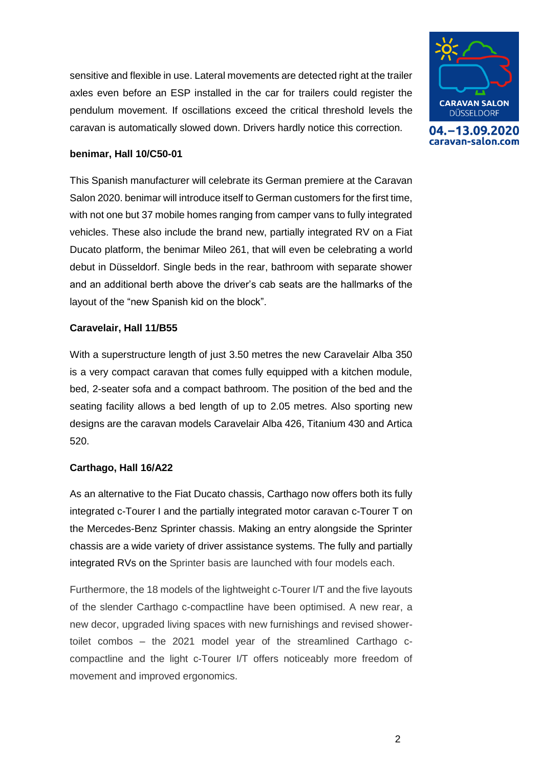sensitive and flexible in use. Lateral movements are detected right at the trailer axles even before an ESP installed in the car for trailers could register the pendulum movement. If oscillations exceed the critical threshold levels the caravan is automatically slowed down. Drivers hardly notice this correction.

**benimar, Hall 10/C50-01**

This Spanish manufacturer will celebrate its German premiere at the Caravan Salon 2020. benimar will introduce itself to German customers for the first time, with not one but 37 mobile homes ranging from camper vans to fully integrated vehicles. These also include the brand new, partially integrated RV on a Fiat Ducato platform, the benimar Mileo 261, that will even be celebrating a world debut in Düsseldorf. Single beds in the rear, bathroom with separate shower and an additional berth above the driver's cab seats are the hallmarks of the layout of the "new Spanish kid on the block".

**Caravelair, Hall 11/B55**

With a superstructure length of just 3.50 metres the new Caravelair Alba 350 is a very compact caravan that comes fully equipped with a kitchen module, bed, 2-seater sofa and a compact bathroom. The position of the bed and the seating facility allows a bed length of up to 2.05 metres. Also sporting new designs are the caravan models Caravelair Alba 426, Titanium 430 and Artica 520.

**Carthago, Hall 16/A22**

As an alternative to the Fiat Ducato chassis, Carthago now offers both its fully integrated c-Tourer I and the partially integrated motor caravan c-Tourer T on the Mercedes-Benz Sprinter chassis. Making an entry alongside the Sprinter chassis are a wide variety of driver assistance systems. The fully and partially integrated RVs on the Sprinter basis are launched with four models each.

Furthermore, the 18 models of the lightweight c-Tourer I/T and the five layouts of the slender Carthago c-compactline have been optimised. A new rear, a new decor, upgraded living spaces with new furnishings and revised shower-toilet combos – the 2021 model year of the streamlined Carthago c-compactline and the light c-Tourer I/T offers noticeably more freedom of movement and improved ergonomics.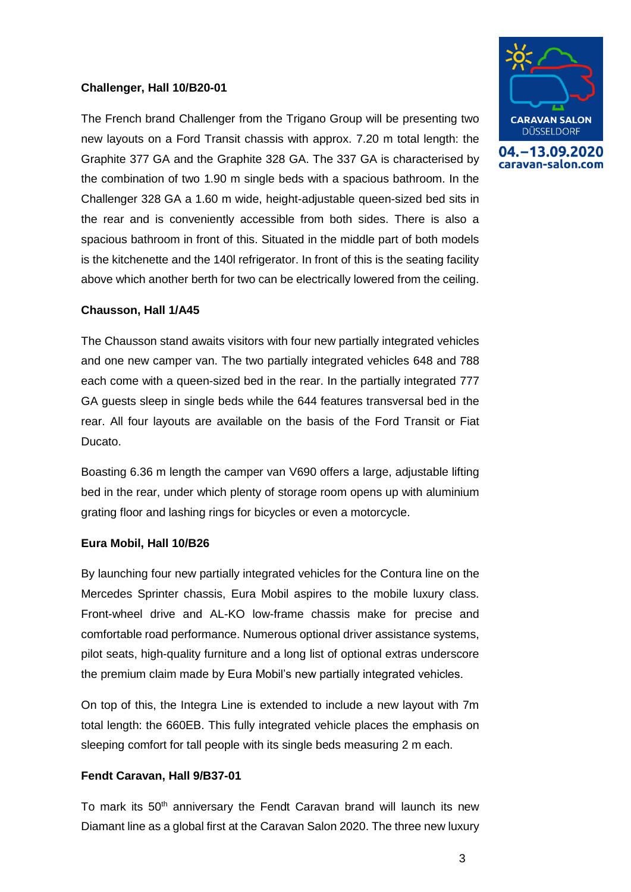**Challenger, Hall 10/B20-01**

The French brand Challenger from the Trigano Group will be presenting two new layouts on a Ford Transit chassis with approx. 7.20 m total length: the Graphite 377 GA and the Graphite 328 GA. The 337 GA is characterised by the combination of two 1.90 m single beds with a spacious bathroom. In the Challenger 328 GA a 1.60 m wide, height-adjustable queen-sized bed sits in the rear and is conveniently accessible from both sides. There is also a spacious bathroom in front of this. Situated in the middle part of both models is the kitchenette and the 140l refrigerator. In front of this is the seating facility above which another berth for two can be electrically lowered from the ceiling.

**Chausson, Hall 1/A45**

The Chausson stand awaits visitors with four new partially integrated vehicles and one new camper van. The two partially integrated vehicles 648 and 788 each come with a queen-sized bed in the rear. In the partially integrated 777 GA guests sleep in single beds while the 644 features transversal bed in the rear. All four layouts are available on the basis of the Ford Transit or Fiat Ducato.

Boasting 6.36 m length the camper van V690 offers a large, adjustable lifting bed in the rear, under which plenty of storage room opens up with aluminium grating floor and lashing rings for bicycles or even a motorcycle.

**Eura Mobil, Hall 10/B26**

By launching four new partially integrated vehicles for the Contura line on the Mercedes Sprinter chassis, Eura Mobil aspires to the mobile luxury class. Front-wheel drive and AL-KO low-frame chassis make for precise and comfortable road performance. Numerous optional driver assistance systems, pilot seats, high-quality furniture and a long list of optional extras underscore the premium claim made by Eura Mobil's new partially integrated vehicles.

On top of this, the Integra Line is extended to include a new layout with 7m total length: the 660EB. This fully integrated vehicle places the emphasis on sleeping comfort for tall people with its single beds measuring 2 m each.

**Fendt Caravan, Hall 9/B37-01**

To mark its 50th anniversary the Fendt Caravan brand will launch its new Diamant line as a global first at the Caravan Salon 2020. The three new luxury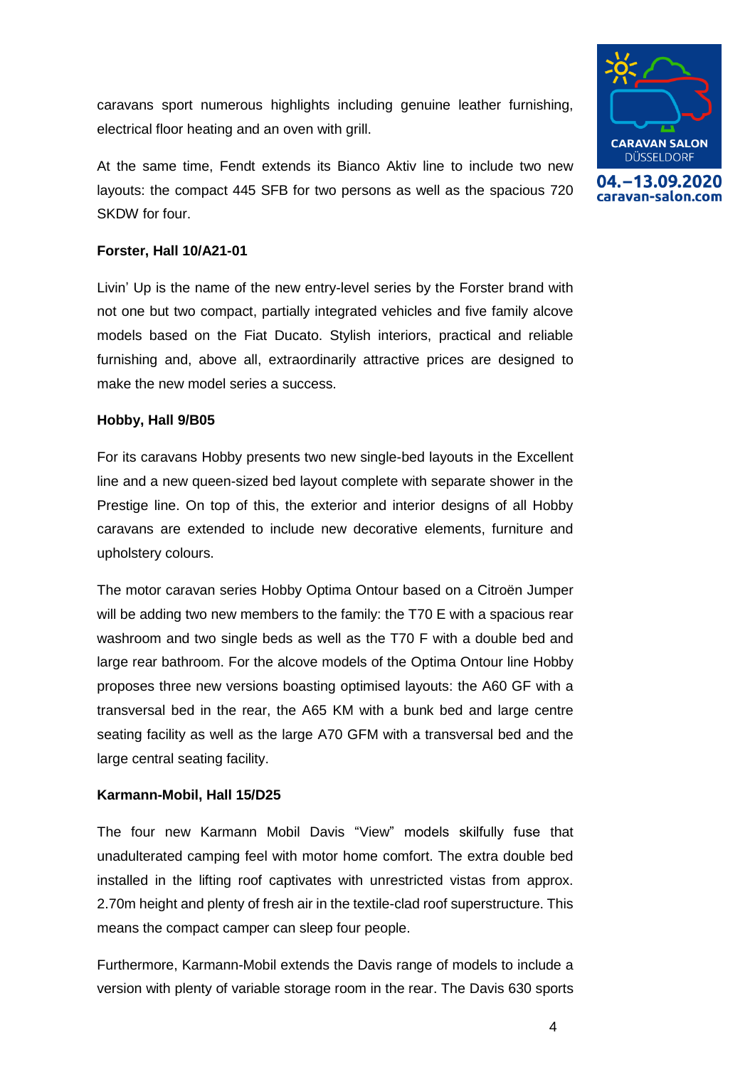caravans sport numerous highlights including genuine leather furnishing, electrical floor heating and an oven with grill.

At the same time, Fendt extends its Bianco Aktiv line to include two new layouts: the compact 445 SFB for two persons as well as the spacious 720 SKDW for four.

**Forster, Hall 10/A21-01**

Livin' Up is the name of the new entry-level series by the Forster brand with not one but two compact, partially integrated vehicles and five family alcove models based on the Fiat Ducato. Stylish interiors, practical and reliable furnishing and, above all, extraordinarily attractive prices are designed to make the new model series a success.

**Hobby, Hall 9/B05**

For its caravans Hobby presents two new single-bed layouts in the Excellent line and a new queen-sized bed layout complete with separate shower in the Prestige line. On top of this, the exterior and interior designs of all Hobby caravans are extended to include new decorative elements, furniture and upholstery colours.

The motor caravan series Hobby Optima Ontour based on a Citroën Jumper will be adding two new members to the family: the T70 E with a spacious rear washroom and two single beds as well as the T70 F with a double bed and large rear bathroom. For the alcove models of the Optima Ontour line Hobby proposes three new versions boasting optimised layouts: the A60 GF with a transversal bed in the rear, the A65 KM with a bunk bed and large centre seating facility as well as the large A70 GFM with a transversal bed and the large central seating facility.

**Karmann-Mobil, Hall 15/D25**

The four new Karmann Mobil Davis "View" models skilfully fuse that unadulterated camping feel with motor home comfort. The extra double bed installed in the lifting roof captivates with unrestricted vistas from approx. 2.70m height and plenty of fresh air in the textile-clad roof superstructure. This means the compact camper can sleep four people.

Furthermore, Karmann-Mobil extends the Davis range of models to include a version with plenty of variable storage room in the rear. The Davis 630 sports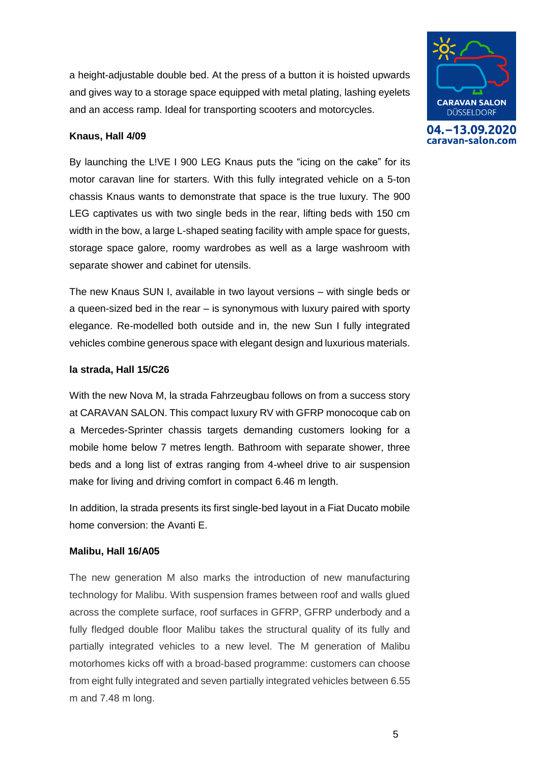a height-adjustable double bed. At the press of a button it is hoisted upwards and gives way to a storage space equipped with metal plating, lashing eyelets and an access ramp. Ideal for transporting scooters and motorcycles.

**Knaus, Hall 4/09**

By launching the L!VE I 900 LEG Knaus puts the "icing on the cake" for its motor caravan line for starters. With this fully integrated vehicle on a 5-ton chassis Knaus wants to demonstrate that space is the true luxury. The 900 LEG captivates us with two single beds in the rear, lifting beds with 150 cm width in the bow, a large L-shaped seating facility with ample space for guests, storage space galore, roomy wardrobes as well as a large washroom with separate shower and cabinet for utensils.

The new Knaus SUN I, available in two layout versions – with single beds or a queen-sized bed in the rear – is synonymous with luxury paired with sporty elegance. Re-modelled both outside and in, the new Sun I fully integrated vehicles combine generous space with elegant design and luxurious materials.

**la strada, Hall 15/C26**

With the new Nova M, la strada Fahrzeugbau follows on from a success story at CARAVAN SALON. This compact luxury RV with GFRP monocoque cab on a Mercedes-Sprinter chassis targets demanding customers looking for a mobile home below 7 metres length. Bathroom with separate shower, three beds and a long list of extras ranging from 4-wheel drive to air suspension make for living and driving comfort in compact 6.46 m length.

In addition, la strada presents its first single-bed layout in a Fiat Ducato mobile home conversion: the Avanti E.

**Malibu, Hall 16/A05**

The new generation M also marks the introduction of new manufacturing technology for Malibu. With suspension frames between roof and walls glued across the complete surface, roof surfaces in GFRP, GFRP underbody and a fully fledged double floor Malibu takes the structural quality of its fully and partially integrated vehicles to a new level. The M generation of Malibu motorhomes kicks off with a broad-based programme: customers can choose from eight fully integrated and seven partially integrated vehicles between 6.55 m and 7.48 m long.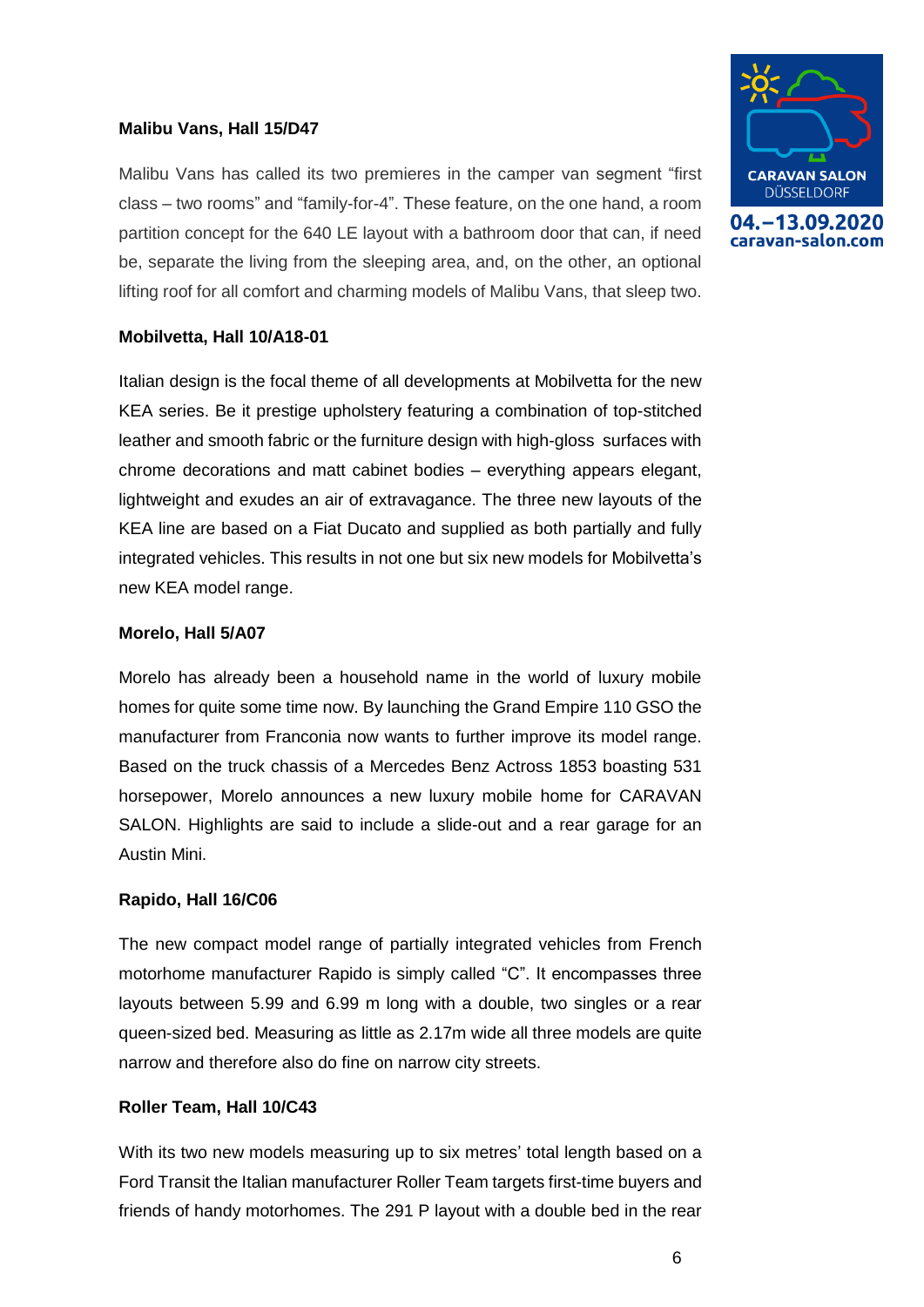**Malibu Vans, Hall 15/D47**

Malibu Vans has called its two premieres in the camper van segment “first class – two rooms” and “family-for-4”. These feature, on the one hand, a room partition concept for the 640 LE layout with a bathroom door that can, if need be, separate the living from the sleeping area, and, on the other, an optional lifting roof for all comfort and charming models of Malibu Vans, that sleep two.

**Mobilvetta, Hall 10/A18-01**

Italian design is the focal theme of all developments at Mobilvetta for the new KEA series. Be it prestige upholstery featuring a combination of top-stitched leather and smooth fabric or the furniture design with high-gloss surfaces with chrome decorations and matt cabinet bodies – everything appears elegant, lightweight and exudes an air of extravagance. The three new layouts of the KEA line are based on a Fiat Ducato and supplied as both partially and fully integrated vehicles. This results in not one but six new models for Mobilvetta’s new KEA model range.

**Morelo, Hall 5/A07**

Morelo has already been a household name in the world of luxury mobile homes for quite some time now. By launching the Grand Empire 110 GSO the manufacturer from Franconia now wants to further improve its model range. Based on the truck chassis of a Mercedes Benz Actross 1853 boasting 531 horsepower, Morelo announces a new luxury mobile home for CARAVAN SALON. Highlights are said to include a slide-out and a rear garage for an Austin Mini.

**Rapido, Hall 16/C06**

The new compact model range of partially integrated vehicles from French motorhome manufacturer Rapido is simply called “C”. It encompasses three layouts between 5.99 and 6.99 m long with a double, two singles or a rear queen-sized bed. Measuring as little as 2.17m wide all three models are quite narrow and therefore also do fine on narrow city streets.

**Roller Team, Hall 10/C43**

With its two new models measuring up to six metres’ total length based on a Ford Transit the Italian manufacturer Roller Team targets first-time buyers and friends of handy motorhomes. The 291 P layout with a double bed in the rear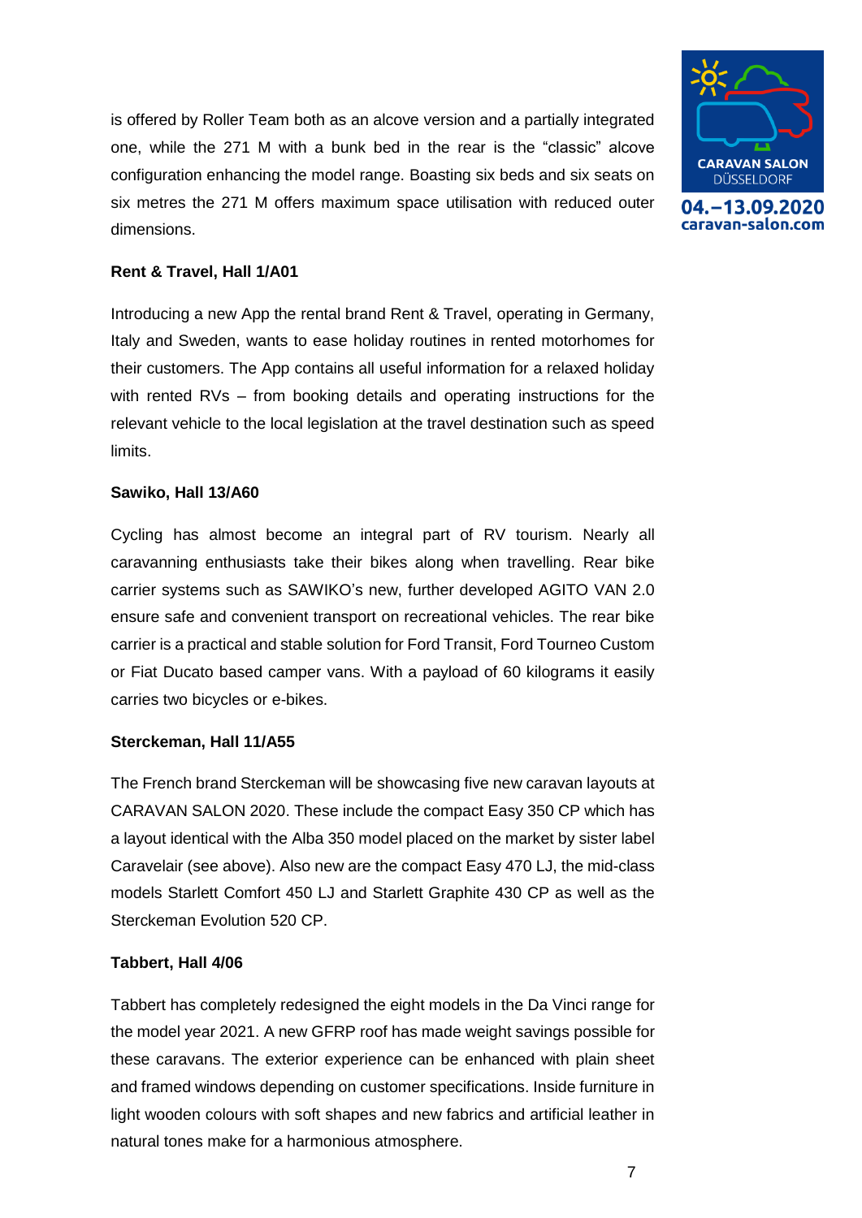is offered by Roller Team both as an alcove version and a partially integrated one, while the 271 M with a bunk bed in the rear is the “classic” alcove configuration enhancing the model range. Boasting six beds and six seats on six metres the 271 M offers maximum space utilisation with reduced outer dimensions.

**Rent & Travel, Hall 1/A01**

Introducing a new App the rental brand Rent & Travel, operating in Germany, Italy and Sweden, wants to ease holiday routines in rented motorhomes for their customers. The App contains all useful information for a relaxed holiday with rented RVs – from booking details and operating instructions for the relevant vehicle to the local legislation at the travel destination such as speed limits.

**Sawiko, Hall 13/A60**

Cycling has almost become an integral part of RV tourism. Nearly all caravanning enthusiasts take their bikes along when travelling. Rear bike carrier systems such as SAWIKO’s new, further developed AGITO VAN 2.0 ensure safe and convenient transport on recreational vehicles. The rear bike carrier is a practical and stable solution for Ford Transit, Ford Tourneo Custom or Fiat Ducato based camper vans. With a payload of 60 kilograms it easily carries two bicycles or e-bikes.

**Sterckeman, Hall 11/A55**

The French brand Sterckeman will be showcasing five new caravan layouts at CARAVAN SALON 2020. These include the compact Easy 350 CP which has a layout identical with the Alba 350 model placed on the market by sister label Caravelair (see above). Also new are the compact Easy 470 LJ, the mid-class models Starlett Comfort 450 LJ and Starlett Graphite 430 CP as well as the Sterckeman Evolution 520 CP.

**Tabbert, Hall 4/06**

Tabbert has completely redesigned the eight models in the Da Vinci range for the model year 2021. A new GFRP roof has made weight savings possible for these caravans. The exterior experience can be enhanced with plain sheet and framed windows depending on customer specifications. Inside furniture in light wooden colours with soft shapes and new fabrics and artificial leather in natural tones make for a harmonious atmosphere.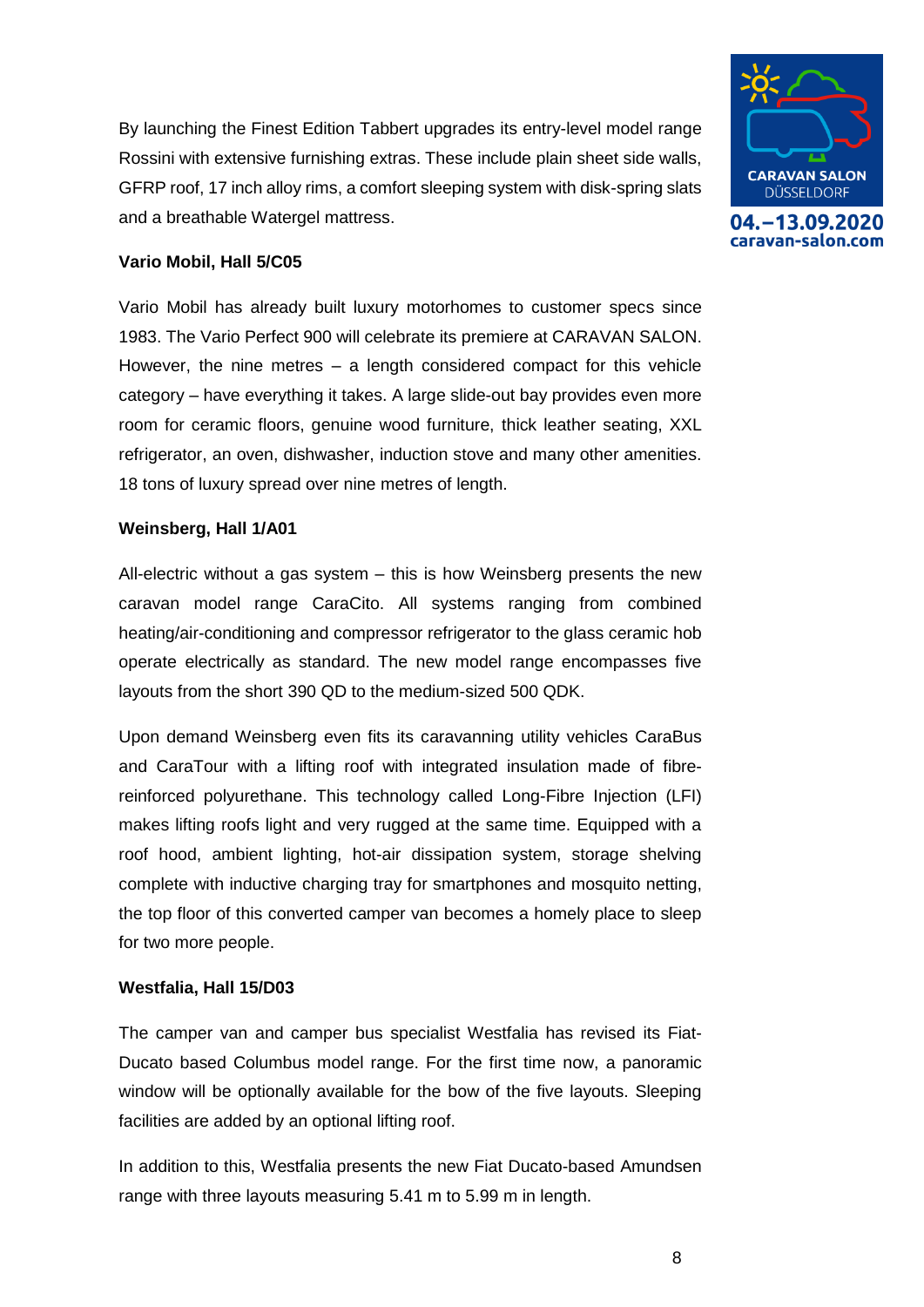By launching the Finest Edition Tabbert upgrades its entry-level model range Rossini with extensive furnishing extras. These include plain sheet side walls, GFRP roof, 17 inch alloy rims, a comfort sleeping system with disk-spring slats and a breathable Watergel mattress.

**Vario Mobil, Hall 5/C05**

Vario Mobil has already built luxury motorhomes to customer specs since 1983. The Vario Perfect 900 will celebrate its premiere at CARAVAN SALON. However, the nine metres – a length considered compact for this vehicle category – have everything it takes. A large slide-out bay provides even more room for ceramic floors, genuine wood furniture, thick leather seating, XXL refrigerator, an oven, dishwasher, induction stove and many other amenities. 18 tons of luxury spread over nine metres of length.

**Weinsberg, Hall 1/A01**

All-electric without a gas system – this is how Weinsberg presents the new caravan model range CaraCito. All systems ranging from combined heating/air-conditioning and compressor refrigerator to the glass ceramic hob operate electrically as standard. The new model range encompasses five layouts from the short 390 QD to the medium-sized 500 QDK.

Upon demand Weinsberg even fits its caravanning utility vehicles CaraBus and CaraTour with a lifting roof with integrated insulation made of fibre-reinforced polyurethane. This technology called Long-Fibre Injection (LFI) makes lifting roofs light and very rugged at the same time. Equipped with a roof hood, ambient lighting, hot-air dissipation system, storage shelving complete with inductive charging tray for smartphones and mosquito netting, the top floor of this converted camper van becomes a homely place to sleep for two more people.

**Westfalia, Hall 15/D03**

The camper van and camper bus specialist Westfalia has revised its Fiat-Ducato based Columbus model range. For the first time now, a panoramic window will be optionally available for the bow of the five layouts. Sleeping facilities are added by an optional lifting roof.

In addition to this, Westfalia presents the new Fiat Ducato-based Amundsen range with three layouts measuring 5.41 m to 5.99 m in length.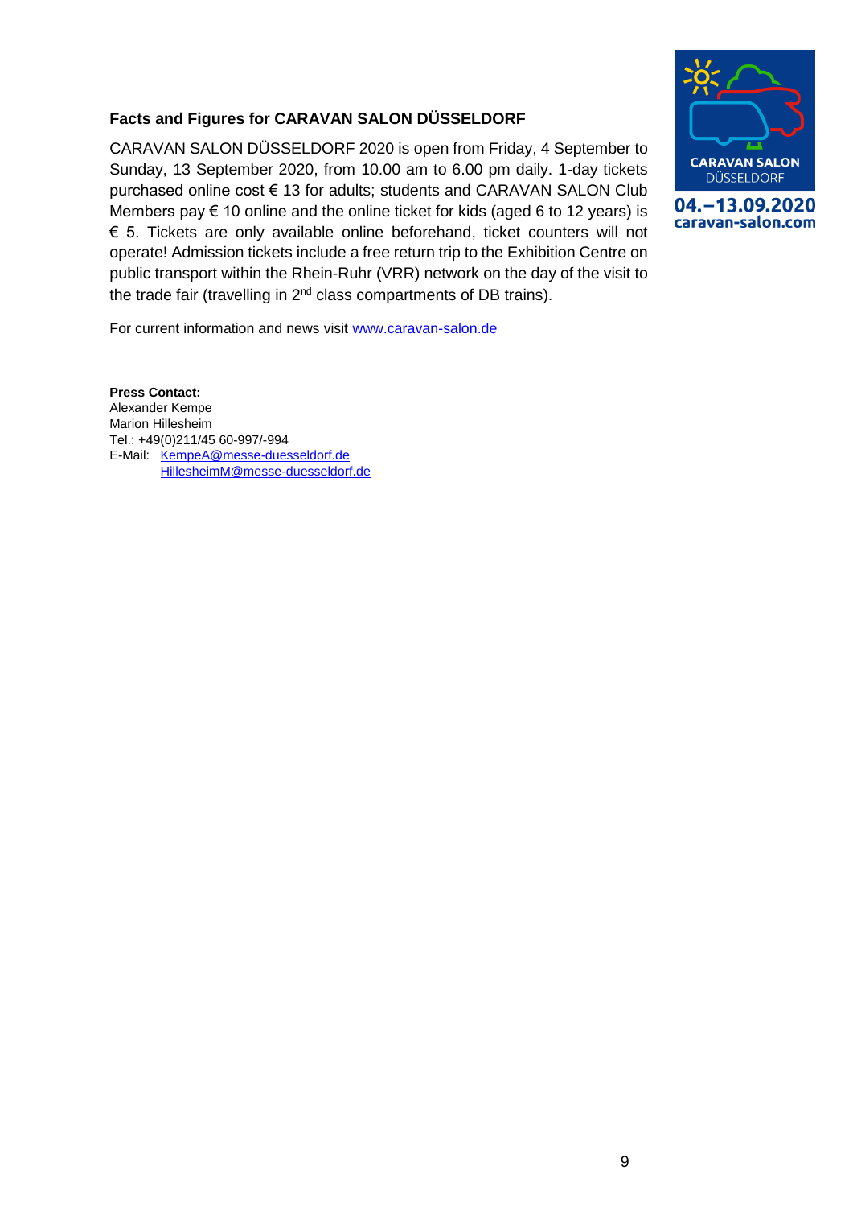### Facts and Figures for CARAVAN SALON DÜSSELDORF

CARAVAN SALON DÜSSELDORF 2020 is open from Friday, 4 September to Sunday, 13 September 2020, from 10.00 am to 6.00 pm daily. 1-day tickets purchased online cost € 13 for adults; students and CARAVAN SALON Club Members pay € 10 online and the online ticket for kids (aged 6 to 12 years) is € 5. Tickets are only available online beforehand, ticket counters will not operate! Admission tickets include a free return trip to the Exhibition Centre on public transport within the Rhein-Ruhr (VRR) network on the day of the visit to the trade fair (travelling in 2nd class compartments of DB trains).

For current information and news visit [www.caravan-salon.de](http://www.caravan-salon.de)

**Press Contact:**
Alexander Kempe
Marion Hillesheim
Tel.: +49(0)211/45 60-997/-994
E-Mail: [KempeA@messe-duesseldorf.de](mailto:KempeA@messe-duesseldorf.de)
[HillesheimM@messe-duesseldorf.de](mailto:HillesheimM@messe-duesseldorf.de)

CARAVAN SALON DÜSSELDORF
04.–13.09.2020
caravan-salon.com